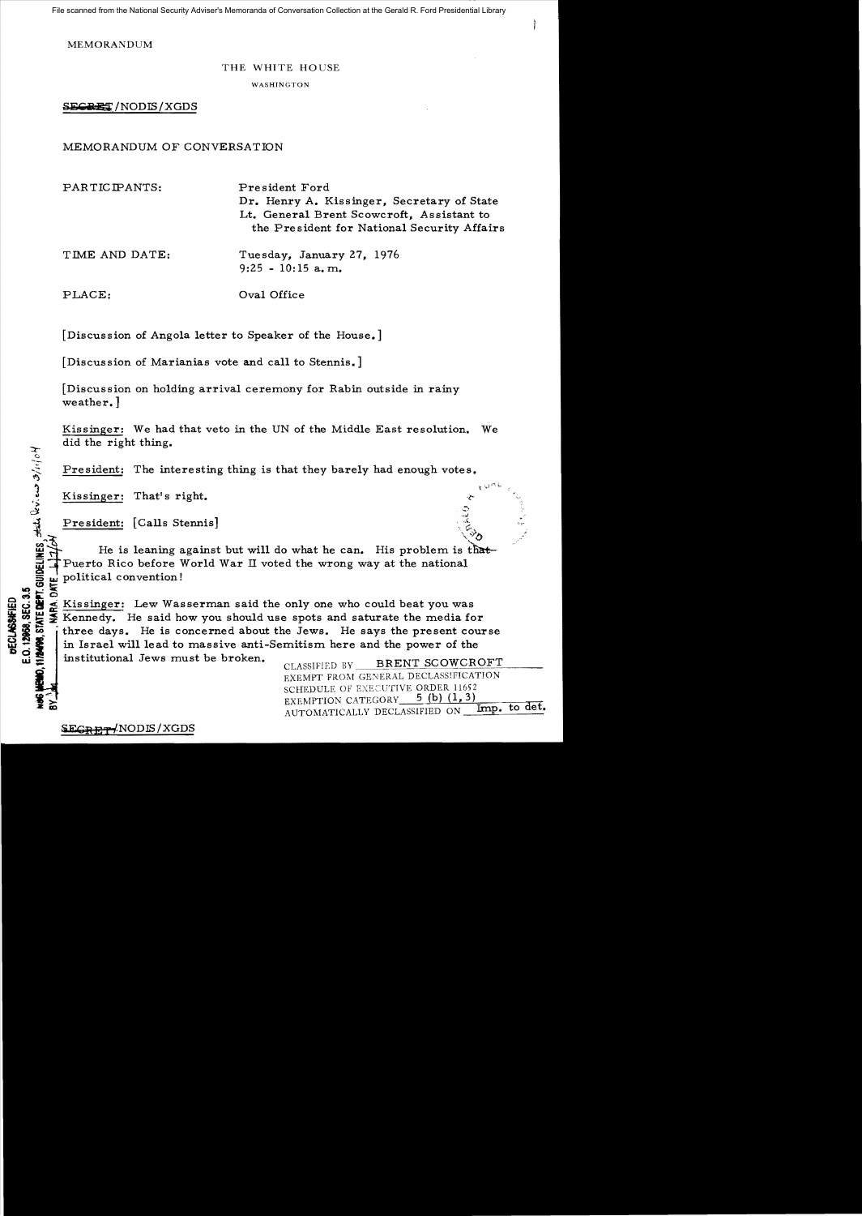File scanned from the National Security Adviser's Memoranda of Conversation Collection at the Gerald R. Ford Presidential Library

MEMORANDUM

THE WHITE HOUSE

WASHINGTON

SECRET/NODIS/XGDS

MEMORANDUM OF CONVERSATION

PARTICIPANTS: President Ford
Dr. Henry A. Kissinger, Secretary of State
Lt. General Brent Scowcroft, Assistant to the President for National Security Affairs

TIME AND DATE: Tuesday, January 27, 1976
9:25 - 10:15 a.m.

PLACE: Oval Office

[Discussion of Angola letter to Speaker of the House.]

[Discussion of Marianias vote and call to Stennis.]

[Discussion on holding arrival ceremony for Rabin outside in rainy weather.]

Kissinger: We had that veto in the UN of the Middle East resolution. We did the right thing.

President: The interesting thing is that they barely had enough votes.

Kissinger: That's right.

President: [Calls Stennis]

He is leaning against but will do what he can. His problem is that Puerto Rico before World War II voted the wrong way at the national political convention!

Kissinger: Lew Wasserman said the only one who could beat you was Kennedy. He said how you should use spots and saturate the media for three days. He is concerned about the Jews. He says the present course in Israel will lead to massive anti-Semitism here and the power of the institutional Jews must be broken.

CLASSIFIED BY BRENT SCOWCROFT
EXEMPT FROM GENERAL DECLASSIFICATION SCHEDULE OF EXECUTIVE ORDER 11652
EXEMPTION CATEGORY 5 (b) (1, 3)
AUTOMATICALLY DECLASSIFIED ON Imp. to det.

DECLASSIFIED
E.O. 12958, SEC. 3.5
NSC MEMO, 11/24/98, STATE DEPT. GUIDELINES, State Review 3/11/04
BY ___, NARA DATE 6/7/04

SECRET/NODIS/XGDS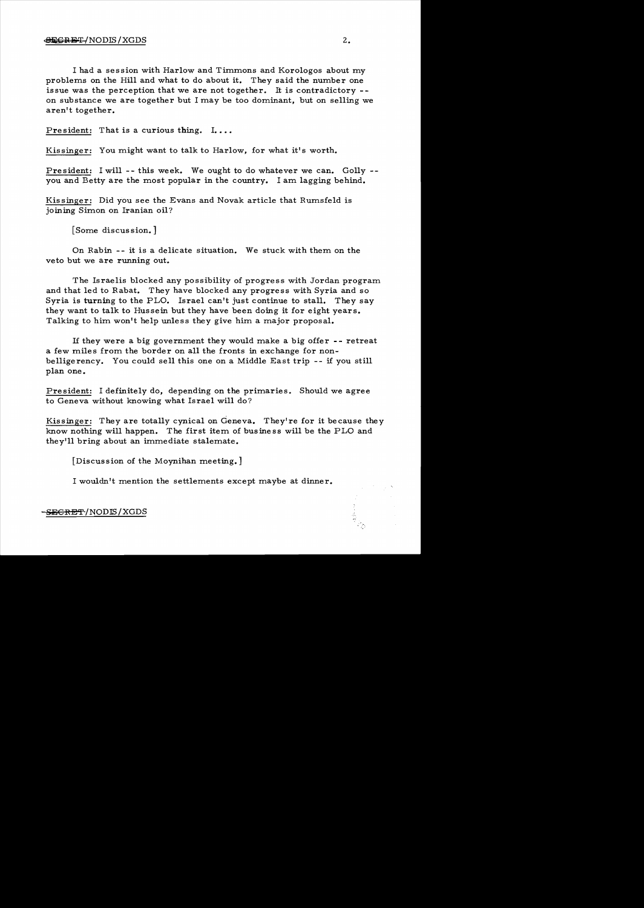I had a session with Harlow and Timmons and Korologos about my problems on the Hill and what to do about it. They said the number one issue was the perception that we are not together. It is contradictory -- on substance we are together but I may be too dominant, but on selling we aren't together.

President: That is a curious thing. I. . . .

Kissinger: You might want to talk to Harlow, for what it's worth.

President: I will -- this week. We ought to do whatever we can. Golly -- you and Betty are the most popular in the country. I am lagging behind.

Kissinger: Did you see the Evans and Novak article that Rumsfeld is joining Simon on Iranian oil?

[Some discussion.]

On Rabin -- it is a delicate situation. We stuck with them on the veto but we are running out.

The Israelis blocked any possibility of progress with Jordan program and that led to Rabat. They have blocked any progress with Syria and so Syria is turning to the PLO. Israel can't just continue to stall. They say they want to talk to Hussein but they have been doing it for eight years. Talking to him won't help unless they give him a major proposal.

If they were a big government they would make a big offer -- retreat a few miles from the border on all the fronts in exchange for non-belligerency. You could sell this one on a Middle East trip -- if you still plan one.

President: I definitely do, depending on the primaries. Should we agree to Geneva without knowing what Israel will do?

Kissinger: They are totally cynical on Geneva. They're for it because they know nothing will happen. The first item of business will be the PLO and they'll bring about an immediate stalemate.

[Discussion of the Moynihan meeting.]

I wouldn't mention the settlements except maybe at dinner.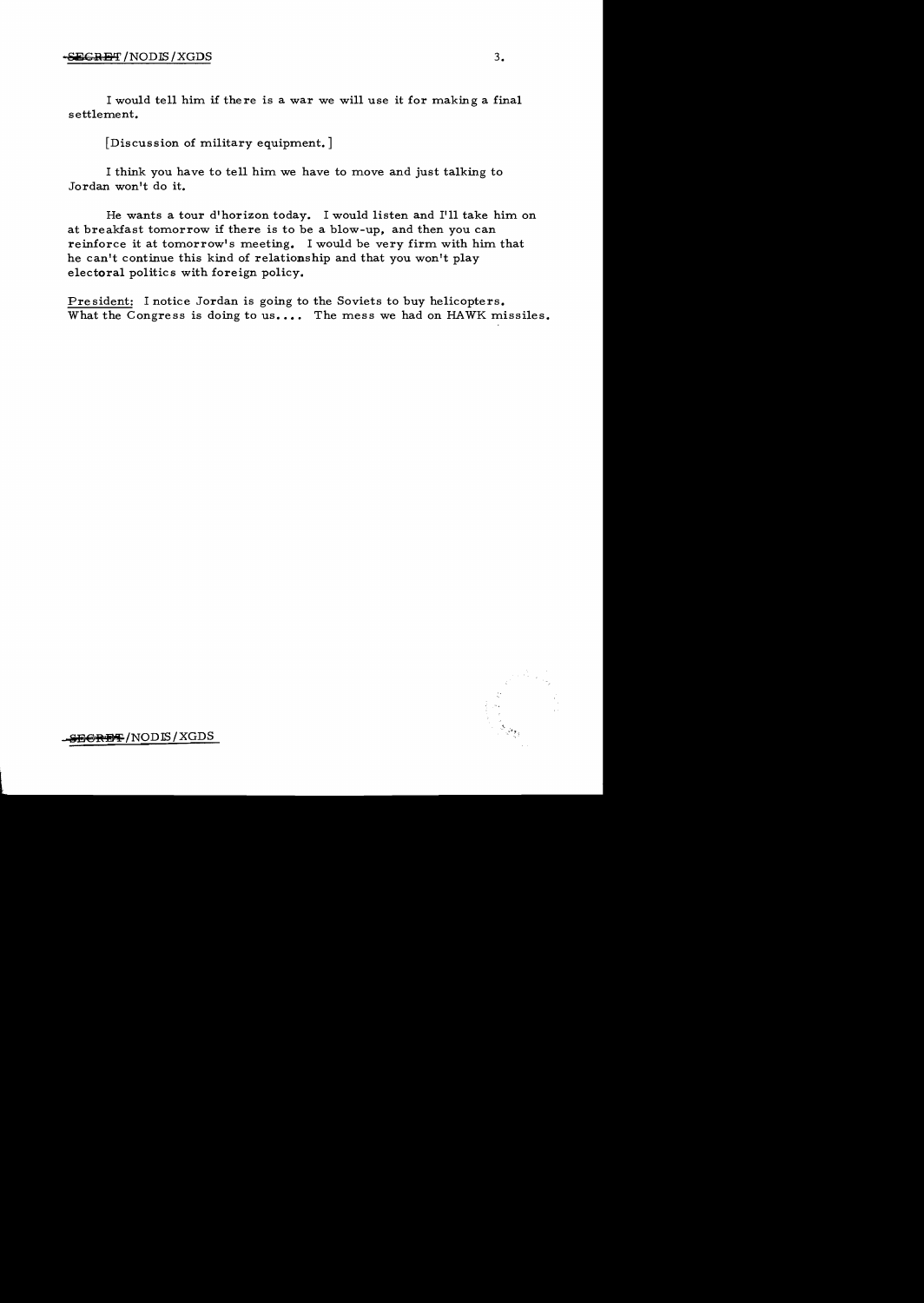I would tell him if there is a war we will use it for making a final settlement.

[Discussion of military equipment.]

I think you have to tell him we have to move and just talking to Jordan won't do it.

He wants a tour d'horizon today. I would listen and I'll take him on at breakfast tomorrow if there is to be a blow-up, and then you can reinforce it at tomorrow's meeting. I would be very firm with him that he can't continue this kind of relationship and that you won't play electoral politics with foreign policy.

<u>President</u>: I notice Jordan is going to the Soviets to buy helicopters. What the Congress is doing to us.... The mess we had on HAWK missiles.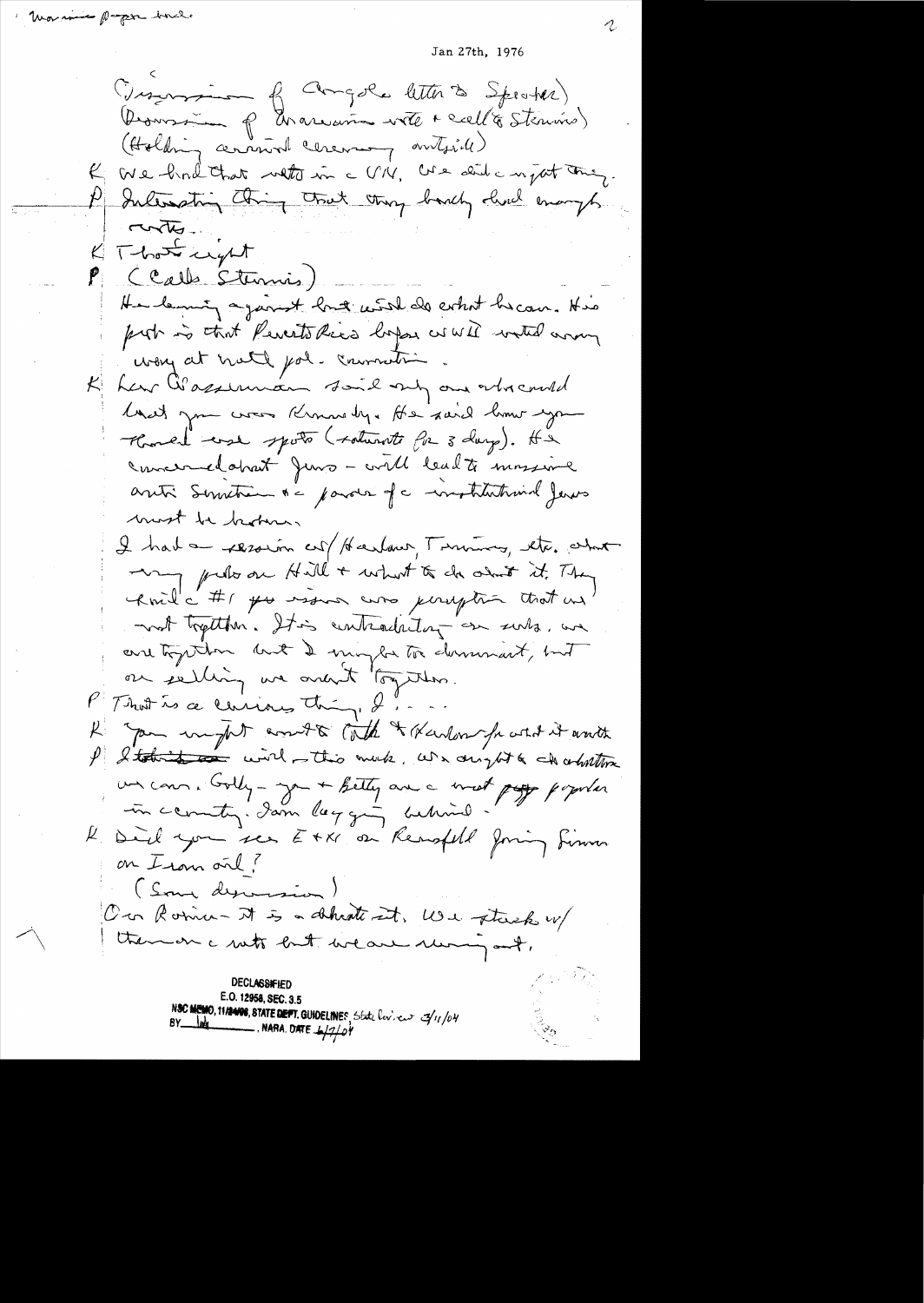Morning paper trail.

Jan 27th, 1976

(Discussion of Angola letter to Speaker)
(Discussion of Abrasimov visit + call to Stennis)
(Holding annual ceremony outside)

K We find that votes in the UN. We didn't major thing.

P Interesting thing that they barely had enough votes.

K That's right

P (Calls Stennis)

He leaning against but will do what he can. His problem is that Puerto Rico before us will want array worry at natl pol. convention.

K Lew Wasserman said only one who could beat you was Kennedy. He said how you thrust our spots (returnite for 3 days). He concerned about Jews — will lead to massive anti-Semitism + a power of institutional Jews must be broken.

I had a session w/ Harlow, Timmons, etc. about my probs on Hill + what to do about it. They said #1 pol issue was perception that we not together. It's contradictory on substance, we are together but I may be too dominant, but on selling we aren't together.

P That is a curious thing, I . . .

K You might want to talk to Harlow for what it worth

P I think it will — this week. We ought to do what we can. Golly — you + Betty are the most popular in country. I am lagging behind.

K Did you see E + K on Rumsfeld joining Simon on Iran oil?

(Some discussion)

On Rome — It is a dead cat. We stuck w/ them on c votes but we are running out.

DECLASSIFIED
E.O. 12958, SEC. 3.5
NSC MEMO, 11/24/98, STATE DEPT. GUIDELINES State Review 3/11/04
BY lwk, NARA, DATE 6/7/04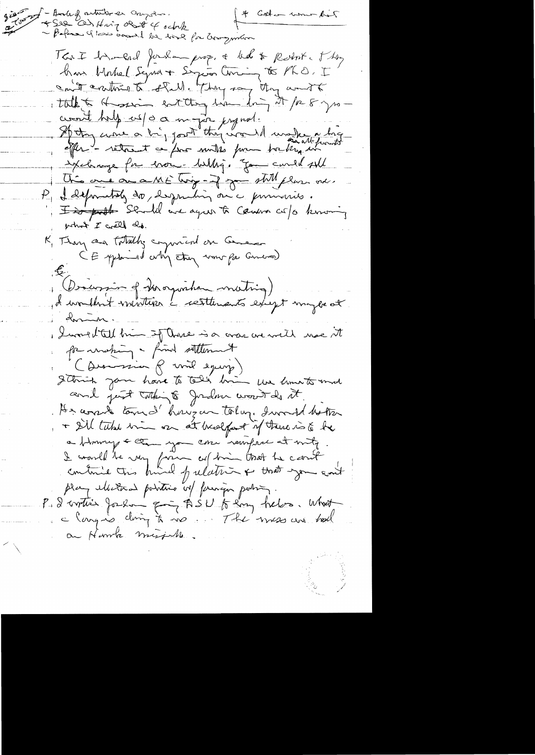- Basle of outside ex Cuyahoga.
* See ??? Haig ??? of ??? / * Get a ??? ???
- Before ??? ??? be ??? for Cunningham

Then I ??? Jordan prop. & ??? & Rabat. ??? have ??? Syria & ??? ??? to PLO. I can't continue to stall. They say they want to talk to Hussein but they been doing it for 8 yrs — won't help w/o a major proposal.

If they were a big part they would make a big offer — retreat a few miles from ??? in exchange for non-belligerency. You could still ??? this one on a ME trip — if you still plan one.

P. I definitely do, depending on ??? ???.

I ??? Should we agree to Geneva w/o knowing what I could do.

K. They are totally committed on Geneva. (E explained why they were for Geneva)

E. (Discussion of ??? meeting)
I wouldn't mention ??? settlements except maybe at dinner.

I would tell him if there is a war we will use it for making a final settlement.
(Discussion of mil equip)
I think you have to tell him we have to move and just talking to Jordan won't do it.
He wants ??? ??? ??? ??? . I would better ??? I'll take him on at breakfast if there is to be a blowup & then you can reinforce at ???.
I would be very firm w/ him that he can't continue this kind of relations & that you can't play electoral politics w/ foreign policy.

P. I ??? Jordan ??? ??? ??? to buy helos. What ??? ??? doing to us... The mess we had on Hawk missile.